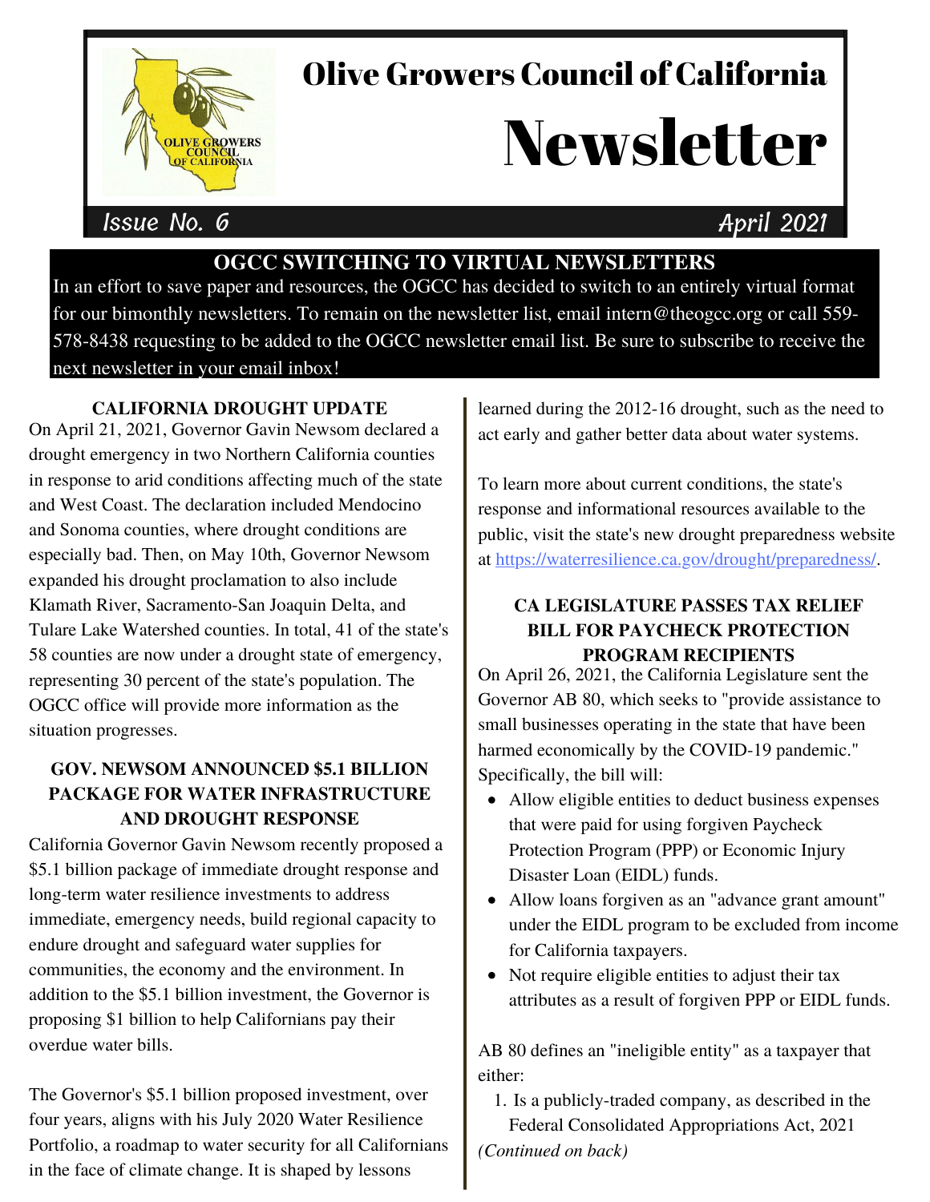# Olive Growers Council of California Newsletter

Issue No. 6 — April 2021

## OGCC SWITCHING TO VIRTUAL NEWSLETTERS

In an effort to save paper and resources, the OGCC has decided to switch to an entirely virtual format for our bimonthly newsletters. To remain on the newsletter list, email intern@theogcc.org or call 559-578-8438 requesting to be added to the OGCC newsletter email list. Be sure to subscribe to receive the next newsletter in your email inbox!

## CALIFORNIA DROUGHT UPDATE

On April 21, 2021, Governor Gavin Newsom declared a drought emergency in two Northern California counties in response to arid conditions affecting much of the state and West Coast. The declaration included Mendocino and Sonoma counties, where drought conditions are especially bad. Then, on May 10th, Governor Newsom expanded his drought proclamation to also include Klamath River, Sacramento-San Joaquin Delta, and Tulare Lake Watershed counties. In total, 41 of the state's 58 counties are now under a drought state of emergency, representing 30 percent of the state's population. The OGCC office will provide more information as the situation progresses.

## GOV. NEWSOM ANNOUNCED $5.1 BILLION PACKAGE FOR WATER INFRASTRUCTURE AND DROUGHT RESPONSE

California Governor Gavin Newsom recently proposed a $5.1 billion package of immediate drought response and long-term water resilience investments to address immediate, emergency needs, build regional capacity to endure drought and safeguard water supplies for communities, the economy and the environment. In addition to the $5.1 billion investment, the Governor is proposing $1 billion to help Californians pay their overdue water bills.

The Governor's $5.1 billion proposed investment, over four years, aligns with his July 2020 Water Resilience Portfolio, a roadmap to water security for all Californians in the face of climate change. It is shaped by lessons learned during the 2012-16 drought, such as the need to act early and gather better data about water systems.

To learn more about current conditions, the state's response and informational resources available to the public, visit the state's new drought preparedness website at [https://waterresilience.ca.gov/drought/preparedness/](https://waterresilience.ca.gov/drought/preparedness/).

## CA LEGISLATURE PASSES TAX RELIEF BILL FOR PAYCHECK PROTECTION PROGRAM RECIPIENTS

On April 26, 2021, the California Legislature sent the Governor AB 80, which seeks to "provide assistance to small businesses operating in the state that have been harmed economically by the COVID-19 pandemic." Specifically, the bill will:

- Allow eligible entities to deduct business expenses that were paid for using forgiven Paycheck Protection Program (PPP) or Economic Injury Disaster Loan (EIDL) funds.
- Allow loans forgiven as an "advance grant amount" under the EIDL program to be excluded from income for California taxpayers.
- Not require eligible entities to adjust their tax attributes as a result of forgiven PPP or EIDL funds.

AB 80 defines an "ineligible entity" as a taxpayer that either:

1. Is a publicly-traded company, as described in the Federal Consolidated Appropriations Act, 2021

*(Continued on back)*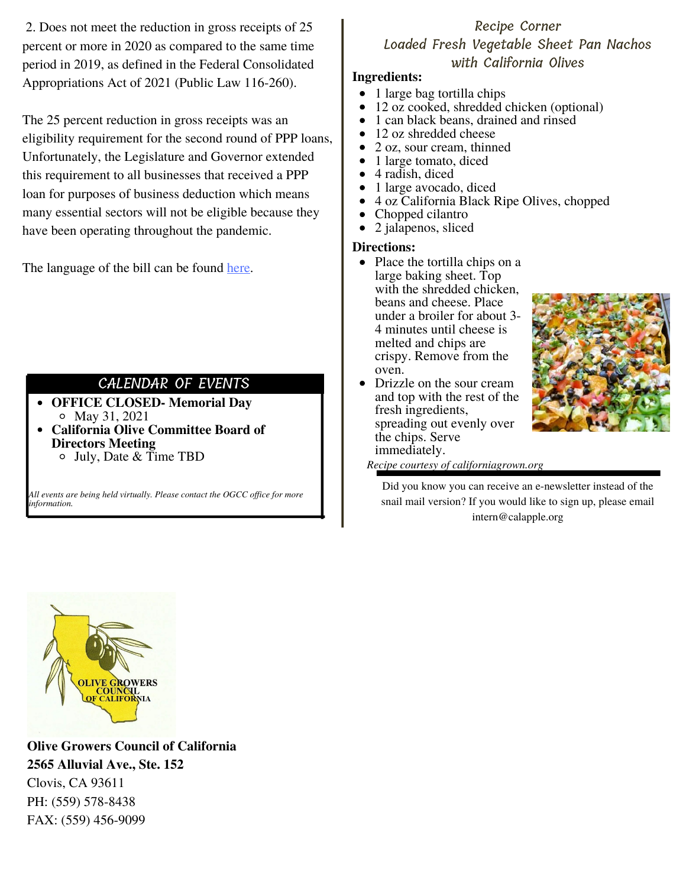2. Does not meet the reduction in gross receipts of 25 percent or more in 2020 as compared to the same time period in 2019, as defined in the Federal Consolidated Appropriations Act of 2021 (Public Law 116-260).

The 25 percent reduction in gross receipts was an eligibility requirement for the second round of PPP loans, Unfortunately, the Legislature and Governor extended this requirement to all businesses that received a PPP loan for purposes of business deduction which means many essential sectors will not be eligible because they have been operating throughout the pandemic.

The language of the bill can be found here.

## CALENDAR OF EVENTS

- **OFFICE CLOSED- Memorial Day**
  - May 31, 2021
- **California Olive Committee Board of Directors Meeting**
  - July, Date & Time TBD

*All events are being held virtually. Please contact the OGCC office for more information.*

## Recipe Corner
## Loaded Fresh Vegetable Sheet Pan Nachos with California Olives

**Ingredients:**

- 1 large bag tortilla chips
- 12 oz cooked, shredded chicken (optional)
- 1 can black beans, drained and rinsed
- 12 oz shredded cheese
- 2 oz, sour cream, thinned
- 1 large tomato, diced
- 4 radish, diced
- 1 large avocado, diced
- 4 oz California Black Ripe Olives, chopped
- Chopped cilantro
- 2 jalapenos, sliced

**Directions:**

- Place the tortilla chips on a large baking sheet. Top with the shredded chicken, beans and cheese. Place under a broiler for about 3-4 minutes until cheese is melted and chips are crispy. Remove from the oven.
- Drizzle on the sour cream and top with the rest of the fresh ingredients, spreading out evenly over the chips. Serve immediately.

*Recipe courtesy of californiagrown.org*

Did you know you can receive an e-newsletter instead of the snail mail version? If you would like to sign up, please email intern@calapple.org

OLIVE GROWERS COUNCIL OF CALIFORNIA

**Olive Growers Council of California**
**2565 Alluvial Ave., Ste. 152**
Clovis, CA 93611
PH: (559) 578-8438
FAX: (559) 456-9099